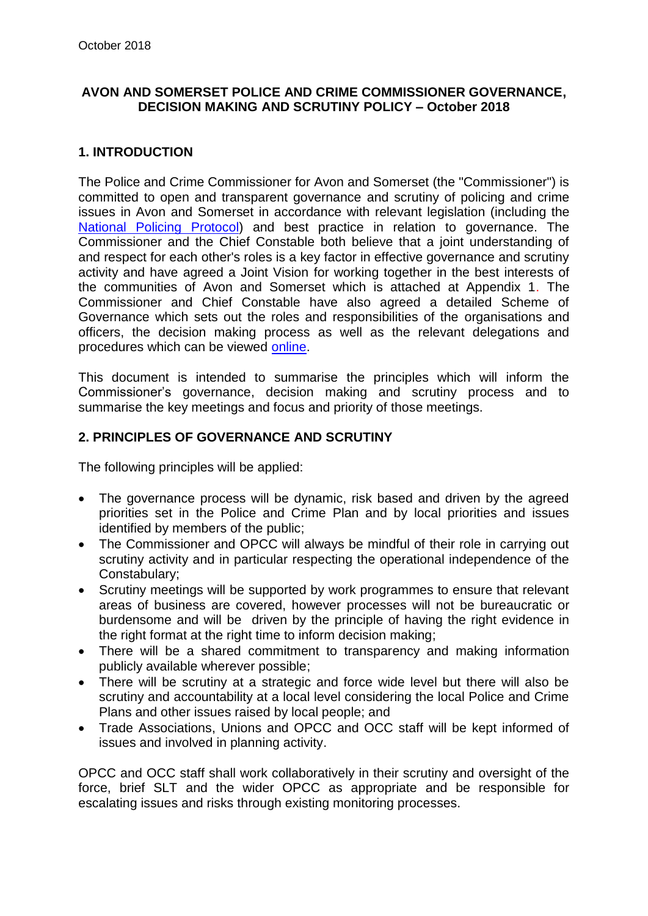October 2018

**AVON AND SOMERSET POLICE AND CRIME COMMISSIONER GOVERNANCE, DECISION MAKING AND SCRUTINY POLICY – October 2018**

## 1. INTRODUCTION

The Police and Crime Commissioner for Avon and Somerset (the "Commissioner") is committed to open and transparent governance and scrutiny of policing and crime issues in Avon and Somerset in accordance with relevant legislation (including the National Policing Protocol) and best practice in relation to governance. The Commissioner and the Chief Constable both believe that a joint understanding of and respect for each other's roles is a key factor in effective governance and scrutiny activity and have agreed a Joint Vision for working together in the best interests of the communities of Avon and Somerset which is attached at Appendix 1. The Commissioner and Chief Constable have also agreed a detailed Scheme of Governance which sets out the roles and responsibilities of the organisations and officers, the decision making process as well as the relevant delegations and procedures which can be viewed online.

This document is intended to summarise the principles which will inform the Commissioner's governance, decision making and scrutiny process and to summarise the key meetings and focus and priority of those meetings.

## 2. PRINCIPLES OF GOVERNANCE AND SCRUTINY

The following principles will be applied:

- The governance process will be dynamic, risk based and driven by the agreed priorities set in the Police and Crime Plan and by local priorities and issues identified by members of the public;
- The Commissioner and OPCC will always be mindful of their role in carrying out scrutiny activity and in particular respecting the operational independence of the Constabulary;
- Scrutiny meetings will be supported by work programmes to ensure that relevant areas of business are covered, however processes will not be bureaucratic or burdensome and will be driven by the principle of having the right evidence in the right format at the right time to inform decision making;
- There will be a shared commitment to transparency and making information publicly available wherever possible;
- There will be scrutiny at a strategic and force wide level but there will also be scrutiny and accountability at a local level considering the local Police and Crime Plans and other issues raised by local people; and
- Trade Associations, Unions and OPCC and OCC staff will be kept informed of issues and involved in planning activity.

OPCC and OCC staff shall work collaboratively in their scrutiny and oversight of the force, brief SLT and the wider OPCC as appropriate and be responsible for escalating issues and risks through existing monitoring processes.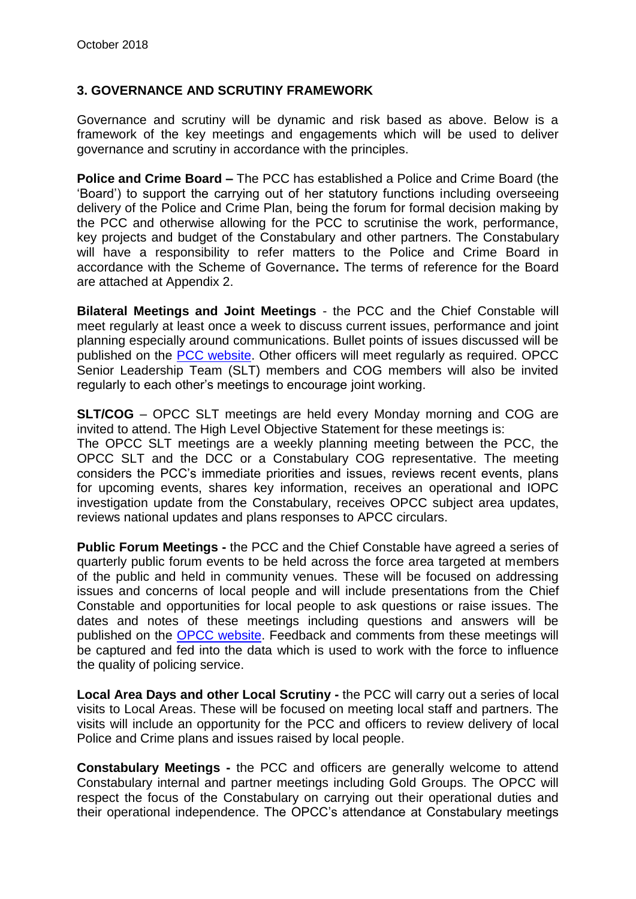## 3. GOVERNANCE AND SCRUTINY FRAMEWORK

Governance and scrutiny will be dynamic and risk based as above. Below is a framework of the key meetings and engagements which will be used to deliver governance and scrutiny in accordance with the principles.

**Police and Crime Board –** The PCC has established a Police and Crime Board (the 'Board') to support the carrying out of her statutory functions including overseeing delivery of the Police and Crime Plan, being the forum for formal decision making by the PCC and otherwise allowing for the PCC to scrutinise the work, performance, key projects and budget of the Constabulary and other partners. The Constabulary will have a responsibility to refer matters to the Police and Crime Board in accordance with the Scheme of Governance**.** The terms of reference for the Board are attached at Appendix 2.

**Bilateral Meetings and Joint Meetings** - the PCC and the Chief Constable will meet regularly at least once a week to discuss current issues, performance and joint planning especially around communications. Bullet points of issues discussed will be published on the PCC website. Other officers will meet regularly as required. OPCC Senior Leadership Team (SLT) members and COG members will also be invited regularly to each other's meetings to encourage joint working.

**SLT/COG** – OPCC SLT meetings are held every Monday morning and COG are invited to attend. The High Level Objective Statement for these meetings is:
The OPCC SLT meetings are a weekly planning meeting between the PCC, the OPCC SLT and the DCC or a Constabulary COG representative. The meeting considers the PCC's immediate priorities and issues, reviews recent events, plans for upcoming events, shares key information, receives an operational and IOPC investigation update from the Constabulary, receives OPCC subject area updates, reviews national updates and plans responses to APCC circulars.

**Public Forum Meetings -** the PCC and the Chief Constable have agreed a series of quarterly public forum events to be held across the force area targeted at members of the public and held in community venues. These will be focused on addressing issues and concerns of local people and will include presentations from the Chief Constable and opportunities for local people to ask questions or raise issues. The dates and notes of these meetings including questions and answers will be published on the OPCC website. Feedback and comments from these meetings will be captured and fed into the data which is used to work with the force to influence the quality of policing service.

**Local Area Days and other Local Scrutiny -** the PCC will carry out a series of local visits to Local Areas. These will be focused on meeting local staff and partners. The visits will include an opportunity for the PCC and officers to review delivery of local Police and Crime plans and issues raised by local people.

**Constabulary Meetings -** the PCC and officers are generally welcome to attend Constabulary internal and partner meetings including Gold Groups. The OPCC will respect the focus of the Constabulary on carrying out their operational duties and their operational independence. The OPCC's attendance at Constabulary meetings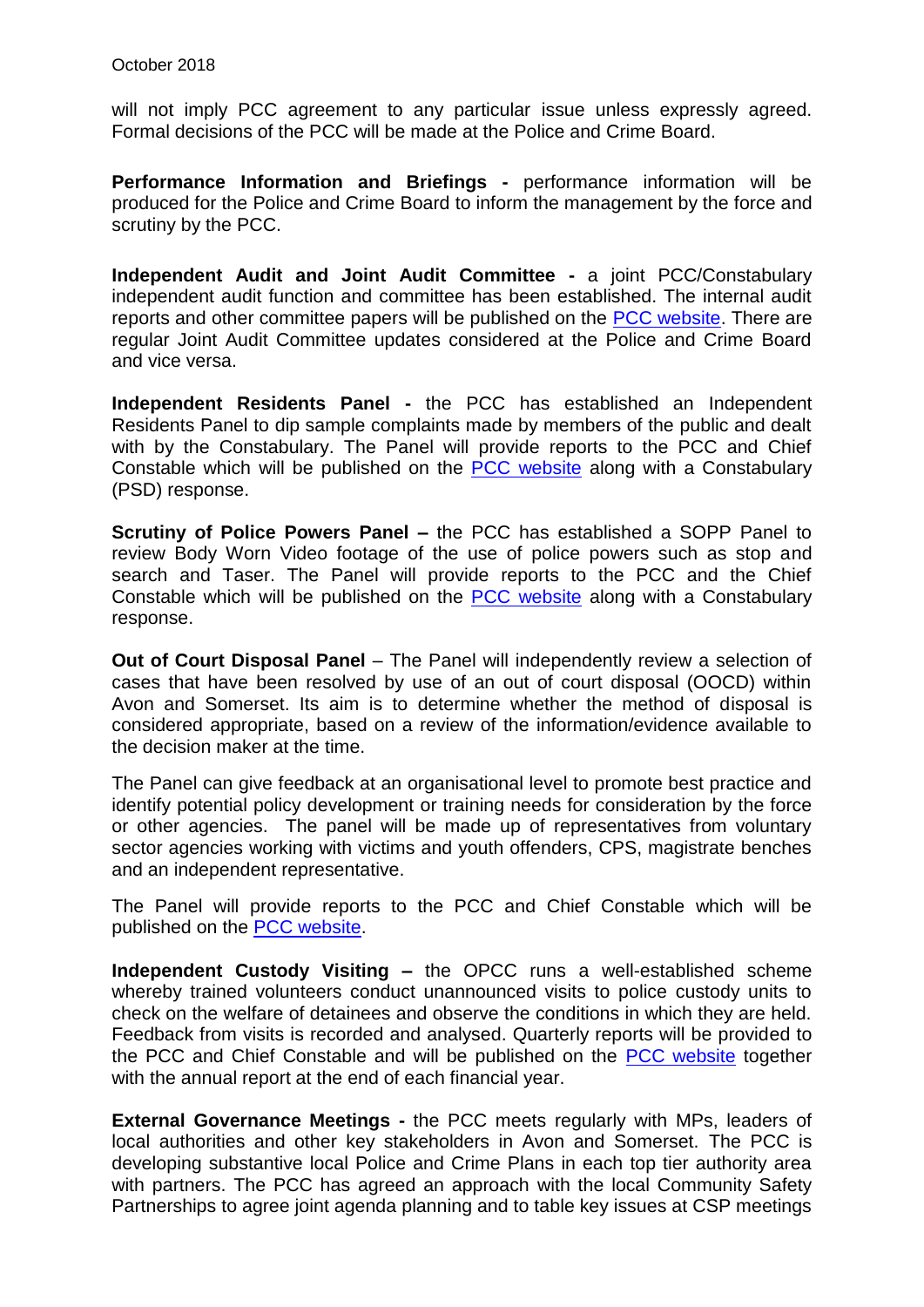will not imply PCC agreement to any particular issue unless expressly agreed. Formal decisions of the PCC will be made at the Police and Crime Board.

**Performance Information and Briefings -** performance information will be produced for the Police and Crime Board to inform the management by the force and scrutiny by the PCC.

**Independent Audit and Joint Audit Committee -** a joint PCC/Constabulary independent audit function and committee has been established. The internal audit reports and other committee papers will be published on the PCC website. There are regular Joint Audit Committee updates considered at the Police and Crime Board and vice versa.

**Independent Residents Panel -** the PCC has established an Independent Residents Panel to dip sample complaints made by members of the public and dealt with by the Constabulary. The Panel will provide reports to the PCC and Chief Constable which will be published on the PCC website along with a Constabulary (PSD) response.

**Scrutiny of Police Powers Panel –** the PCC has established a SOPP Panel to review Body Worn Video footage of the use of police powers such as stop and search and Taser. The Panel will provide reports to the PCC and the Chief Constable which will be published on the PCC website along with a Constabulary response.

**Out of Court Disposal Panel** – The Panel will independently review a selection of cases that have been resolved by use of an out of court disposal (OOCD) within Avon and Somerset. Its aim is to determine whether the method of disposal is considered appropriate, based on a review of the information/evidence available to the decision maker at the time.

The Panel can give feedback at an organisational level to promote best practice and identify potential policy development or training needs for consideration by the force or other agencies. The panel will be made up of representatives from voluntary sector agencies working with victims and youth offenders, CPS, magistrate benches and an independent representative.

The Panel will provide reports to the PCC and Chief Constable which will be published on the PCC website.

**Independent Custody Visiting –** the OPCC runs a well-established scheme whereby trained volunteers conduct unannounced visits to police custody units to check on the welfare of detainees and observe the conditions in which they are held. Feedback from visits is recorded and analysed. Quarterly reports will be provided to the PCC and Chief Constable and will be published on the PCC website together with the annual report at the end of each financial year.

**External Governance Meetings -** the PCC meets regularly with MPs, leaders of local authorities and other key stakeholders in Avon and Somerset. The PCC is developing substantive local Police and Crime Plans in each top tier authority area with partners. The PCC has agreed an approach with the local Community Safety Partnerships to agree joint agenda planning and to table key issues at CSP meetings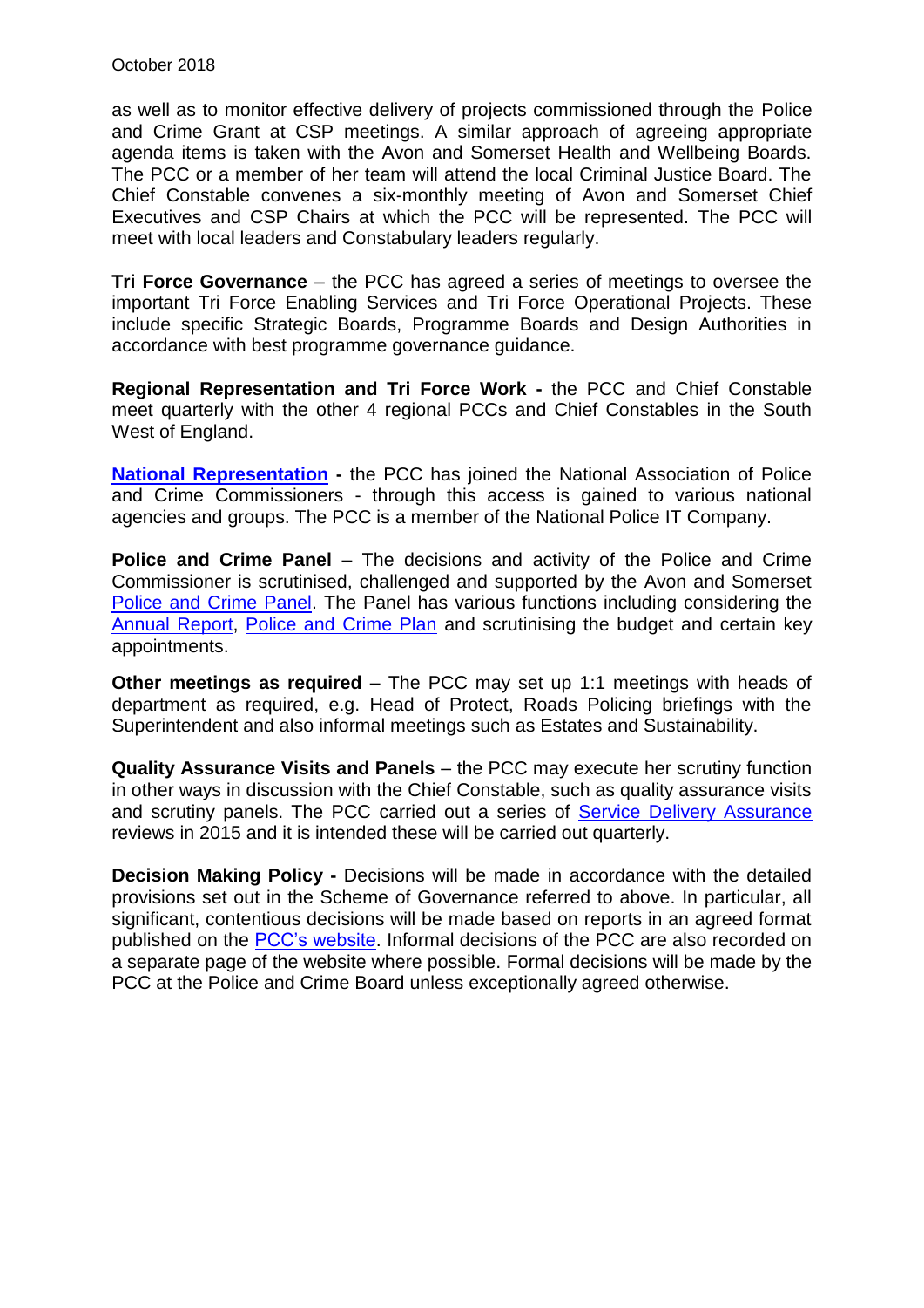as well as to monitor effective delivery of projects commissioned through the Police and Crime Grant at CSP meetings. A similar approach of agreeing appropriate agenda items is taken with the Avon and Somerset Health and Wellbeing Boards. The PCC or a member of her team will attend the local Criminal Justice Board. The Chief Constable convenes a six-monthly meeting of Avon and Somerset Chief Executives and CSP Chairs at which the PCC will be represented. The PCC will meet with local leaders and Constabulary leaders regularly.

**Tri Force Governance** – the PCC has agreed a series of meetings to oversee the important Tri Force Enabling Services and Tri Force Operational Projects. These include specific Strategic Boards, Programme Boards and Design Authorities in accordance with best programme governance guidance.

**Regional Representation and Tri Force Work -** the PCC and Chief Constable meet quarterly with the other 4 regional PCCs and Chief Constables in the South West of England.

**National Representation -** the PCC has joined the National Association of Police and Crime Commissioners - through this access is gained to various national agencies and groups. The PCC is a member of the National Police IT Company.

**Police and Crime Panel** – The decisions and activity of the Police and Crime Commissioner is scrutinised, challenged and supported by the Avon and Somerset Police and Crime Panel. The Panel has various functions including considering the Annual Report, Police and Crime Plan and scrutinising the budget and certain key appointments.

**Other meetings as required** – The PCC may set up 1:1 meetings with heads of department as required, e.g. Head of Protect, Roads Policing briefings with the Superintendent and also informal meetings such as Estates and Sustainability.

**Quality Assurance Visits and Panels** – the PCC may execute her scrutiny function in other ways in discussion with the Chief Constable, such as quality assurance visits and scrutiny panels. The PCC carried out a series of Service Delivery Assurance reviews in 2015 and it is intended these will be carried out quarterly.

**Decision Making Policy -** Decisions will be made in accordance with the detailed provisions set out in the Scheme of Governance referred to above. In particular, all significant, contentious decisions will be made based on reports in an agreed format published on the PCC's website. Informal decisions of the PCC are also recorded on a separate page of the website where possible. Formal decisions will be made by the PCC at the Police and Crime Board unless exceptionally agreed otherwise.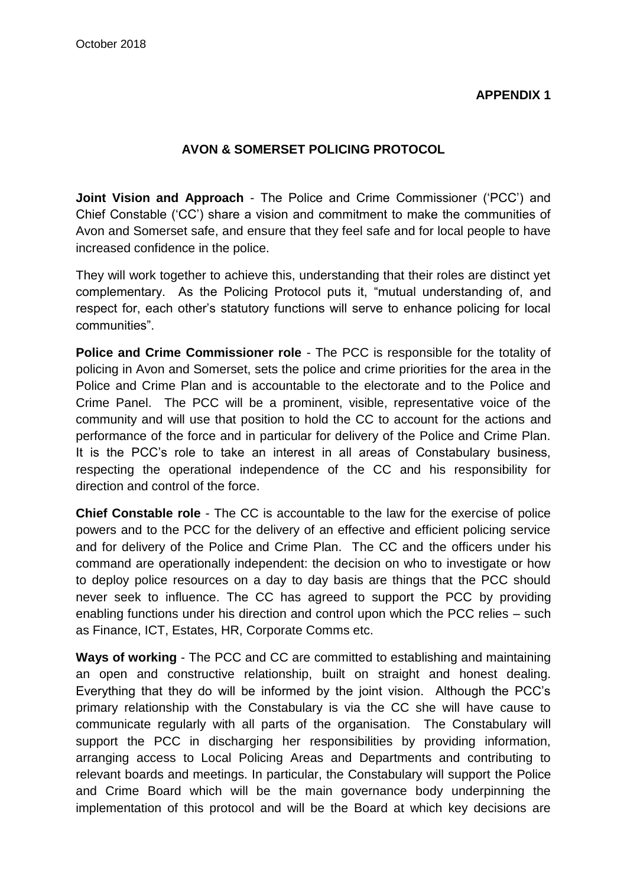October 2018

**APPENDIX 1**

## AVON & SOMERSET POLICING PROTOCOL

**Joint Vision and Approach** - The Police and Crime Commissioner ('PCC') and Chief Constable ('CC') share a vision and commitment to make the communities of Avon and Somerset safe, and ensure that they feel safe and for local people to have increased confidence in the police.

They will work together to achieve this, understanding that their roles are distinct yet complementary. As the Policing Protocol puts it, "mutual understanding of, and respect for, each other's statutory functions will serve to enhance policing for local communities".

**Police and Crime Commissioner role** - The PCC is responsible for the totality of policing in Avon and Somerset, sets the police and crime priorities for the area in the Police and Crime Plan and is accountable to the electorate and to the Police and Crime Panel. The PCC will be a prominent, visible, representative voice of the community and will use that position to hold the CC to account for the actions and performance of the force and in particular for delivery of the Police and Crime Plan. It is the PCC's role to take an interest in all areas of Constabulary business, respecting the operational independence of the CC and his responsibility for direction and control of the force.

**Chief Constable role** - The CC is accountable to the law for the exercise of police powers and to the PCC for the delivery of an effective and efficient policing service and for delivery of the Police and Crime Plan. The CC and the officers under his command are operationally independent: the decision on who to investigate or how to deploy police resources on a day to day basis are things that the PCC should never seek to influence. The CC has agreed to support the PCC by providing enabling functions under his direction and control upon which the PCC relies – such as Finance, ICT, Estates, HR, Corporate Comms etc.

**Ways of working** - The PCC and CC are committed to establishing and maintaining an open and constructive relationship, built on straight and honest dealing. Everything that they do will be informed by the joint vision. Although the PCC's primary relationship with the Constabulary is via the CC she will have cause to communicate regularly with all parts of the organisation. The Constabulary will support the PCC in discharging her responsibilities by providing information, arranging access to Local Policing Areas and Departments and contributing to relevant boards and meetings. In particular, the Constabulary will support the Police and Crime Board which will be the main governance body underpinning the implementation of this protocol and will be the Board at which key decisions are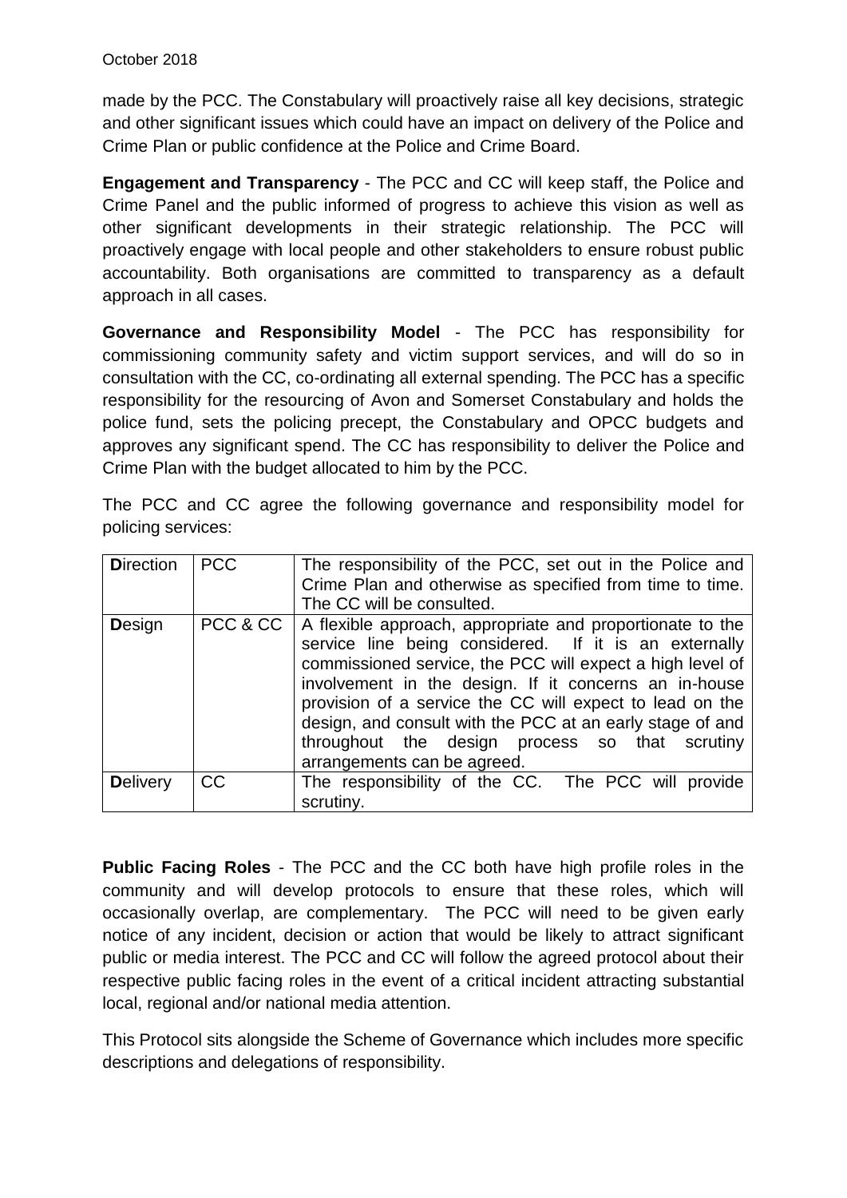made by the PCC. The Constabulary will proactively raise all key decisions, strategic and other significant issues which could have an impact on delivery of the Police and Crime Plan or public confidence at the Police and Crime Board.

**Engagement and Transparency** - The PCC and CC will keep staff, the Police and Crime Panel and the public informed of progress to achieve this vision as well as other significant developments in their strategic relationship. The PCC will proactively engage with local people and other stakeholders to ensure robust public accountability. Both organisations are committed to transparency as a default approach in all cases.

**Governance and Responsibility Model** - The PCC has responsibility for commissioning community safety and victim support services, and will do so in consultation with the CC, co-ordinating all external spending. The PCC has a specific responsibility for the resourcing of Avon and Somerset Constabulary and holds the police fund, sets the policing precept, the Constabulary and OPCC budgets and approves any significant spend. The CC has responsibility to deliver the Police and Crime Plan with the budget allocated to him by the PCC.

The PCC and CC agree the following governance and responsibility model for policing services:

| **D**irection | PCC | The responsibility of the PCC, set out in the Police and Crime Plan and otherwise as specified from time to time. The CC will be consulted. |
|---|---|---|
| **D**esign | PCC & CC | A flexible approach, appropriate and proportionate to the service line being considered. If it is an externally commissioned service, the PCC will expect a high level of involvement in the design. If it concerns an in-house provision of a service the CC will expect to lead on the design, and consult with the PCC at an early stage of and throughout the design process so that scrutiny arrangements can be agreed. |
| **D**elivery | CC | The responsibility of the CC. The PCC will provide scrutiny. |

**Public Facing Roles** - The PCC and the CC both have high profile roles in the community and will develop protocols to ensure that these roles, which will occasionally overlap, are complementary. The PCC will need to be given early notice of any incident, decision or action that would be likely to attract significant public or media interest. The PCC and CC will follow the agreed protocol about their respective public facing roles in the event of a critical incident attracting substantial local, regional and/or national media attention.

This Protocol sits alongside the Scheme of Governance which includes more specific descriptions and delegations of responsibility.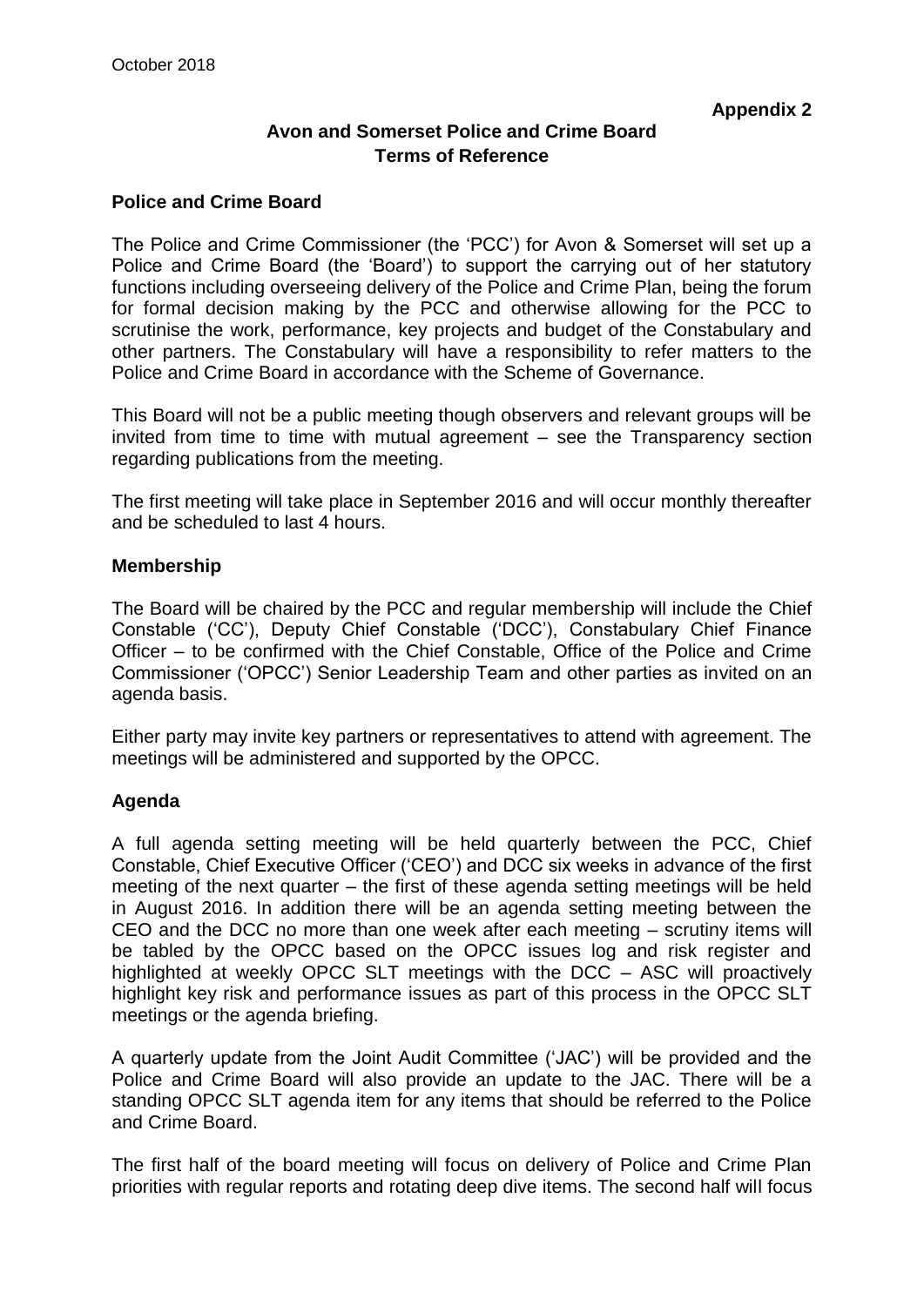October 2018

**Appendix 2**

## Avon and Somerset Police and Crime Board Terms of Reference

### Police and Crime Board

The Police and Crime Commissioner (the 'PCC') for Avon & Somerset will set up a Police and Crime Board (the 'Board') to support the carrying out of her statutory functions including overseeing delivery of the Police and Crime Plan, being the forum for formal decision making by the PCC and otherwise allowing for the PCC to scrutinise the work, performance, key projects and budget of the Constabulary and other partners. The Constabulary will have a responsibility to refer matters to the Police and Crime Board in accordance with the Scheme of Governance.

This Board will not be a public meeting though observers and relevant groups will be invited from time to time with mutual agreement – see the Transparency section regarding publications from the meeting.

The first meeting will take place in September 2016 and will occur monthly thereafter and be scheduled to last 4 hours.

### Membership

The Board will be chaired by the PCC and regular membership will include the Chief Constable ('CC'), Deputy Chief Constable ('DCC'), Constabulary Chief Finance Officer – to be confirmed with the Chief Constable, Office of the Police and Crime Commissioner ('OPCC') Senior Leadership Team and other parties as invited on an agenda basis.

Either party may invite key partners or representatives to attend with agreement. The meetings will be administered and supported by the OPCC.

### Agenda

A full agenda setting meeting will be held quarterly between the PCC, Chief Constable, Chief Executive Officer ('CEO') and DCC six weeks in advance of the first meeting of the next quarter – the first of these agenda setting meetings will be held in August 2016. In addition there will be an agenda setting meeting between the CEO and the DCC no more than one week after each meeting – scrutiny items will be tabled by the OPCC based on the OPCC issues log and risk register and highlighted at weekly OPCC SLT meetings with the DCC – ASC will proactively highlight key risk and performance issues as part of this process in the OPCC SLT meetings or the agenda briefing.

A quarterly update from the Joint Audit Committee ('JAC') will be provided and the Police and Crime Board will also provide an update to the JAC. There will be a standing OPCC SLT agenda item for any items that should be referred to the Police and Crime Board.

The first half of the board meeting will focus on delivery of Police and Crime Plan priorities with regular reports and rotating deep dive items. The second half will focus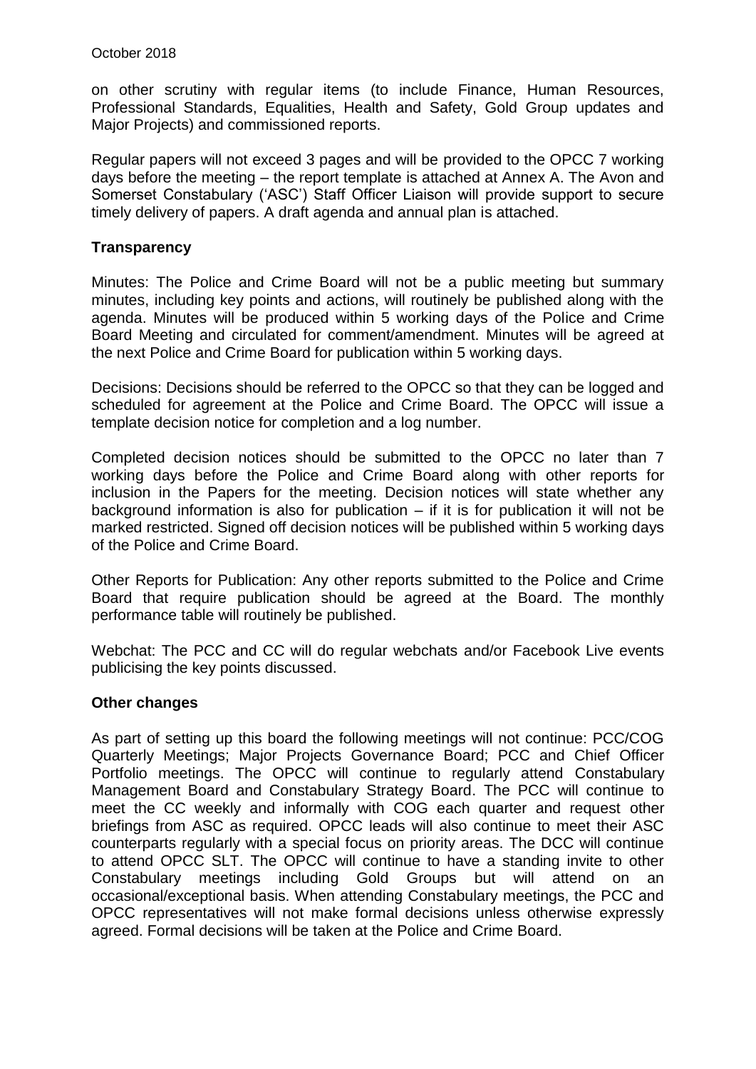on other scrutiny with regular items (to include Finance, Human Resources, Professional Standards, Equalities, Health and Safety, Gold Group updates and Major Projects) and commissioned reports.

Regular papers will not exceed 3 pages and will be provided to the OPCC 7 working days before the meeting – the report template is attached at Annex A. The Avon and Somerset Constabulary ('ASC') Staff Officer Liaison will provide support to secure timely delivery of papers. A draft agenda and annual plan is attached.

**Transparency**

Minutes: The Police and Crime Board will not be a public meeting but summary minutes, including key points and actions, will routinely be published along with the agenda. Minutes will be produced within 5 working days of the Police and Crime Board Meeting and circulated for comment/amendment. Minutes will be agreed at the next Police and Crime Board for publication within 5 working days.

Decisions: Decisions should be referred to the OPCC so that they can be logged and scheduled for agreement at the Police and Crime Board. The OPCC will issue a template decision notice for completion and a log number.

Completed decision notices should be submitted to the OPCC no later than 7 working days before the Police and Crime Board along with other reports for inclusion in the Papers for the meeting. Decision notices will state whether any background information is also for publication – if it is for publication it will not be marked restricted. Signed off decision notices will be published within 5 working days of the Police and Crime Board.

Other Reports for Publication: Any other reports submitted to the Police and Crime Board that require publication should be agreed at the Board. The monthly performance table will routinely be published.

Webchat: The PCC and CC will do regular webchats and/or Facebook Live events publicising the key points discussed.

**Other changes**

As part of setting up this board the following meetings will not continue: PCC/COG Quarterly Meetings; Major Projects Governance Board; PCC and Chief Officer Portfolio meetings. The OPCC will continue to regularly attend Constabulary Management Board and Constabulary Strategy Board. The PCC will continue to meet the CC weekly and informally with COG each quarter and request other briefings from ASC as required. OPCC leads will also continue to meet their ASC counterparts regularly with a special focus on priority areas. The DCC will continue to attend OPCC SLT. The OPCC will continue to have a standing invite to other Constabulary meetings including Gold Groups but will attend on an occasional/exceptional basis. When attending Constabulary meetings, the PCC and OPCC representatives will not make formal decisions unless otherwise expressly agreed. Formal decisions will be taken at the Police and Crime Board.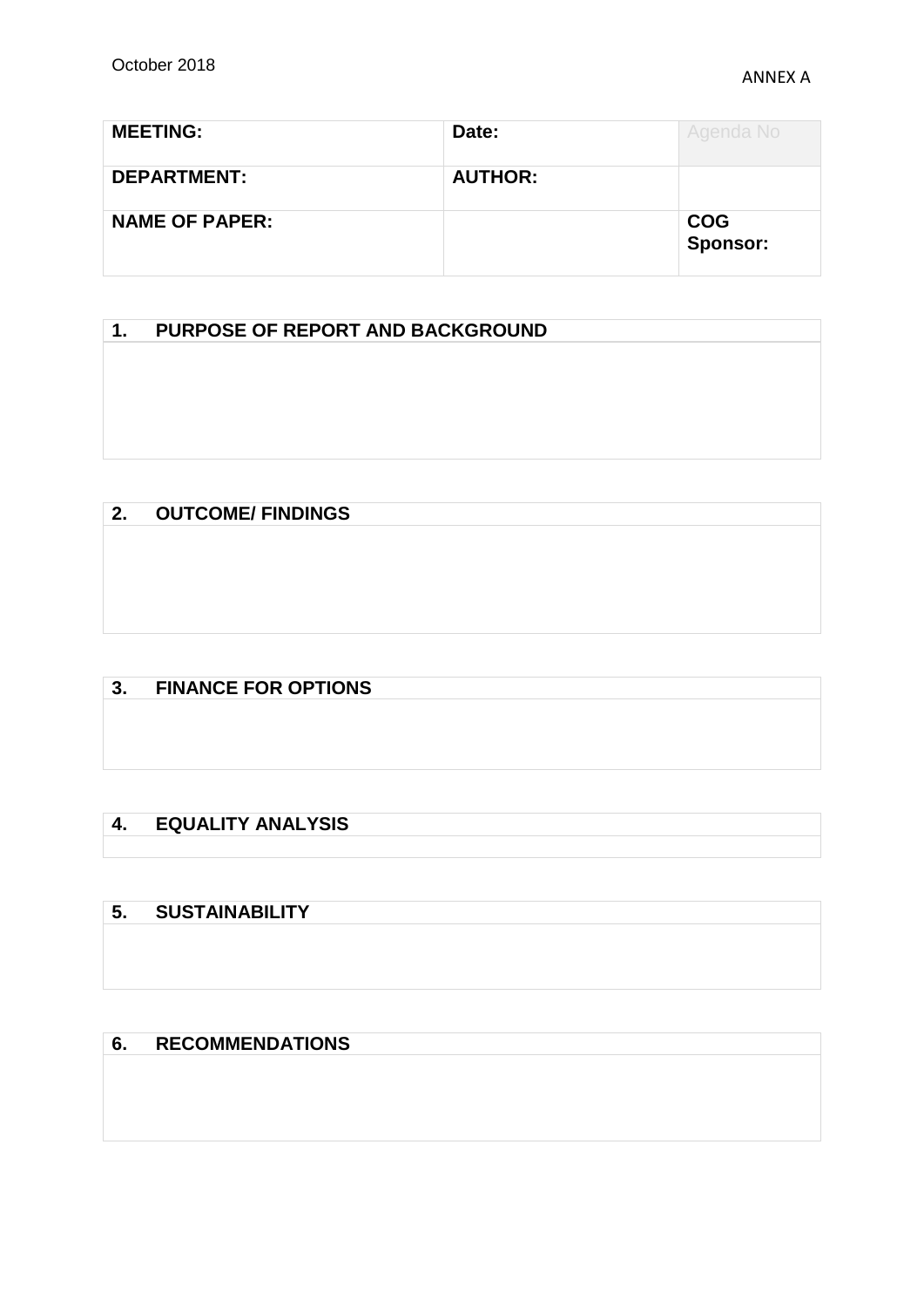October 2018

ANNEX A

| | | |
|---|---|---|
| **MEETING:** | **Date:** | Agenda No |
| **DEPARTMENT:** | **AUTHOR:** | |
| **NAME OF PAPER:** | | **COG Sponsor:** |

## 1. PURPOSE OF REPORT AND BACKGROUND

## 2. OUTCOME/ FINDINGS

## 3. FINANCE FOR OPTIONS

## 4. EQUALITY ANALYSIS

## 5. SUSTAINABILITY

## 6. RECOMMENDATIONS